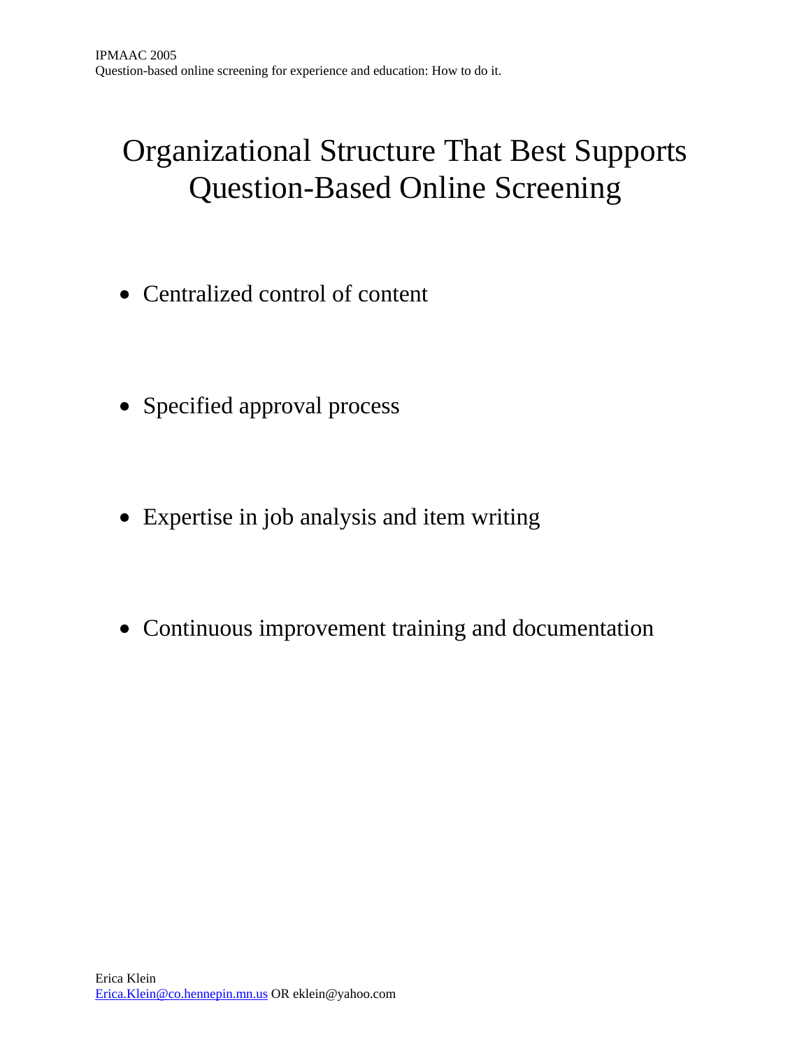# Organizational Structure That Best Supports Question-Based Online Screening

- Centralized control of content
- Specified approval process
- Expertise in job analysis and item writing
- Continuous improvement training and documentation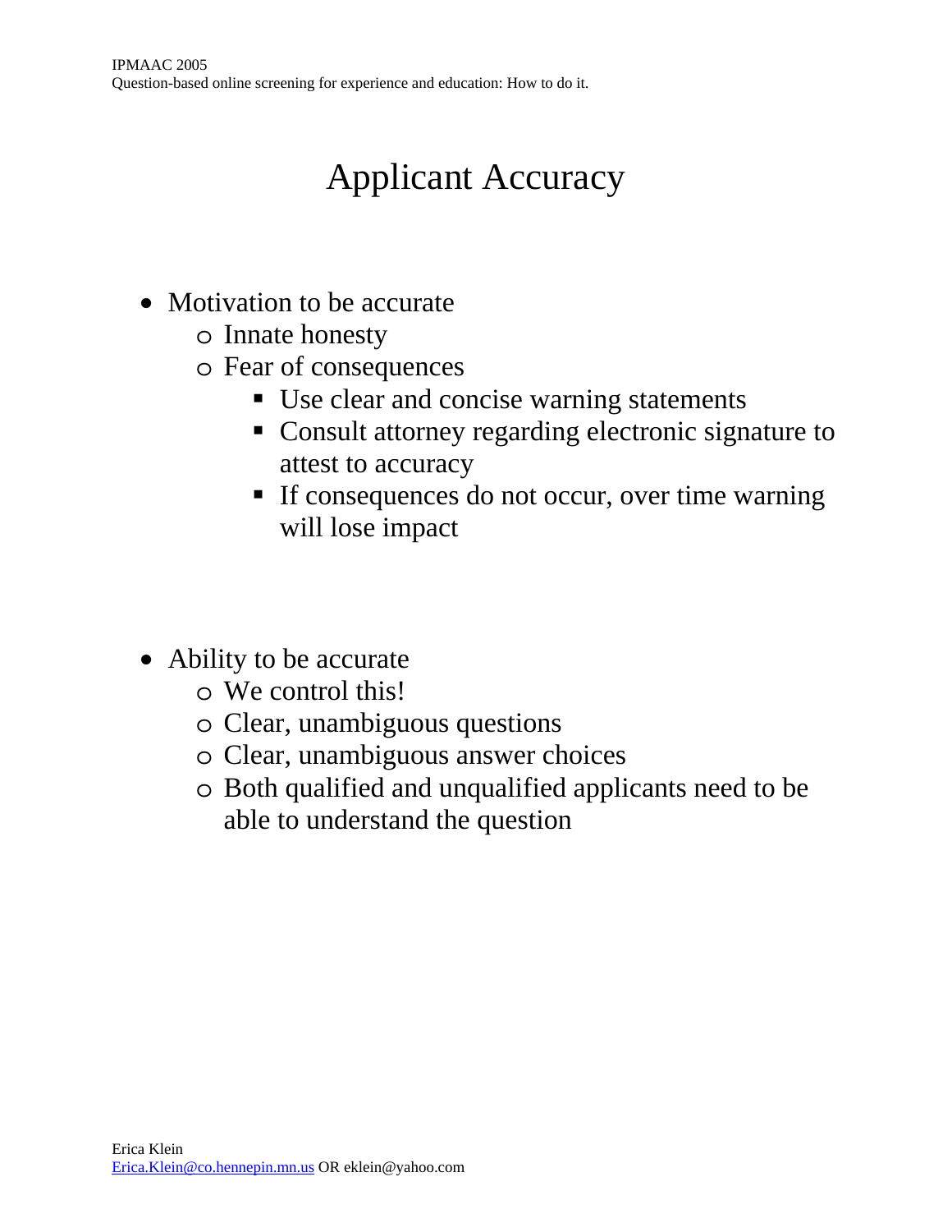# Applicant Accuracy

- Motivation to be accurate
  - Innate honesty
  - Fear of consequences
    - Use clear and concise warning statements
    - Consult attorney regarding electronic signature to attest to accuracy
    - If consequences do not occur, over time warning will lose impact

- Ability to be accurate
  - We control this!
  - Clear, unambiguous questions
  - Clear, unambiguous answer choices
  - Both qualified and unqualified applicants need to be able to understand the question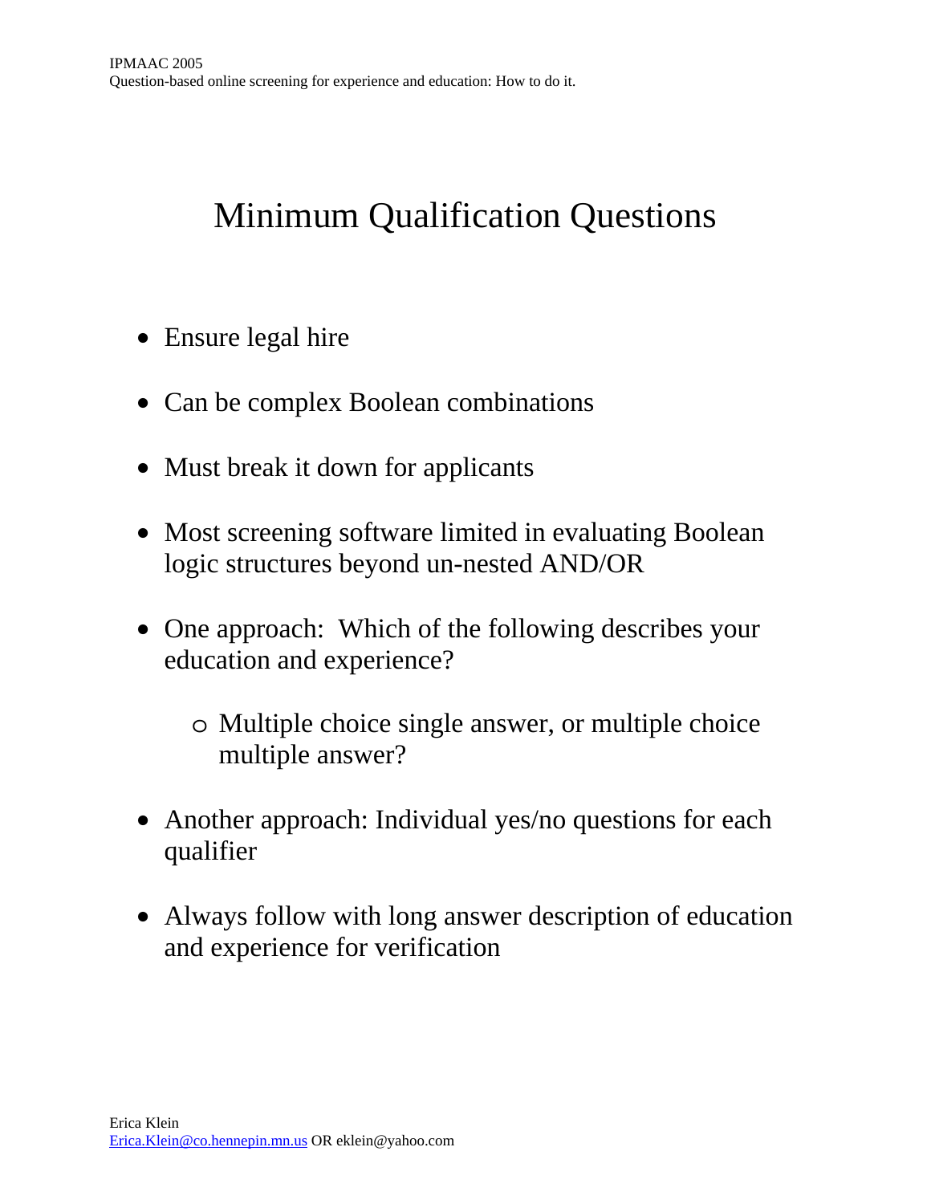# Minimum Qualification Questions

- Ensure legal hire
- Can be complex Boolean combinations
- Must break it down for applicants
- Most screening software limited in evaluating Boolean logic structures beyond un-nested AND/OR
- One approach: Which of the following describes your education and experience?
  - Multiple choice single answer, or multiple choice multiple answer?
- Another approach: Individual yes/no questions for each qualifier
- Always follow with long answer description of education and experience for verification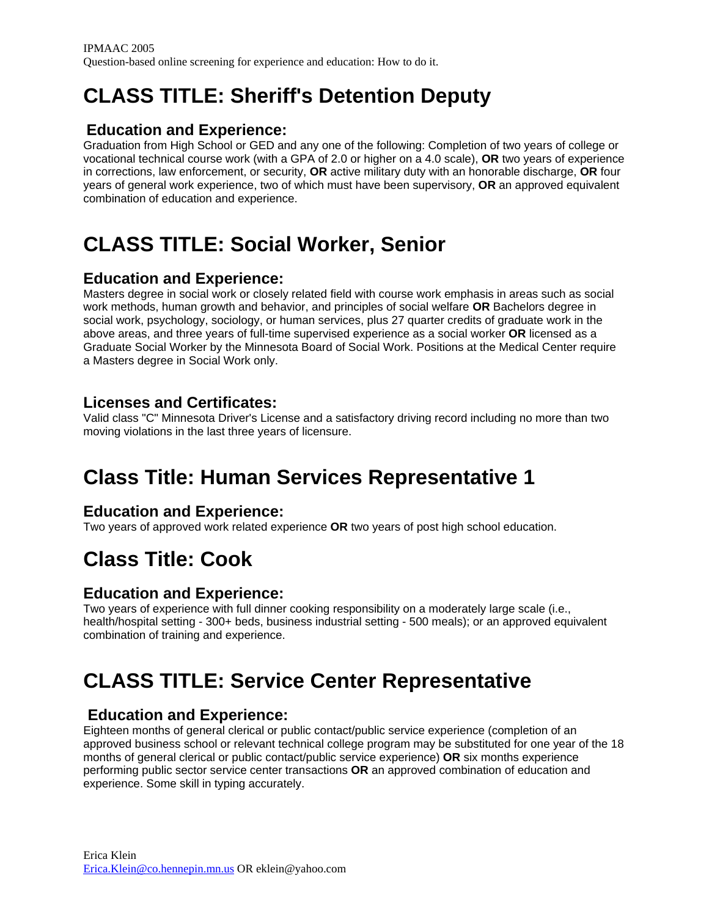# CLASS TITLE: Sheriff's Detention Deputy

## Education and Experience:

Graduation from High School or GED and any one of the following: Completion of two years of college or vocational technical course work (with a GPA of 2.0 or higher on a 4.0 scale), **OR** two years of experience in corrections, law enforcement, or security, **OR** active military duty with an honorable discharge, **OR** four years of general work experience, two of which must have been supervisory, **OR** an approved equivalent combination of education and experience.

# CLASS TITLE: Social Worker, Senior

## Education and Experience:

Masters degree in social work or closely related field with course work emphasis in areas such as social work methods, human growth and behavior, and principles of social welfare **OR** Bachelors degree in social work, psychology, sociology, or human services, plus 27 quarter credits of graduate work in the above areas, and three years of full-time supervised experience as a social worker **OR** licensed as a Graduate Social Worker by the Minnesota Board of Social Work. Positions at the Medical Center require a Masters degree in Social Work only.

## Licenses and Certificates:

Valid class "C" Minnesota Driver's License and a satisfactory driving record including no more than two moving violations in the last three years of licensure.

# Class Title: Human Services Representative 1

## Education and Experience:

Two years of approved work related experience **OR** two years of post high school education.

# Class Title: Cook

## Education and Experience:

Two years of experience with full dinner cooking responsibility on a moderately large scale (i.e., health/hospital setting - 300+ beds, business industrial setting - 500 meals); or an approved equivalent combination of training and experience.

# CLASS TITLE: Service Center Representative

## Education and Experience:

Eighteen months of general clerical or public contact/public service experience (completion of an approved business school or relevant technical college program may be substituted for one year of the 18 months of general clerical or public contact/public service experience) **OR** six months experience performing public sector service center transactions **OR** an approved combination of education and experience. Some skill in typing accurately.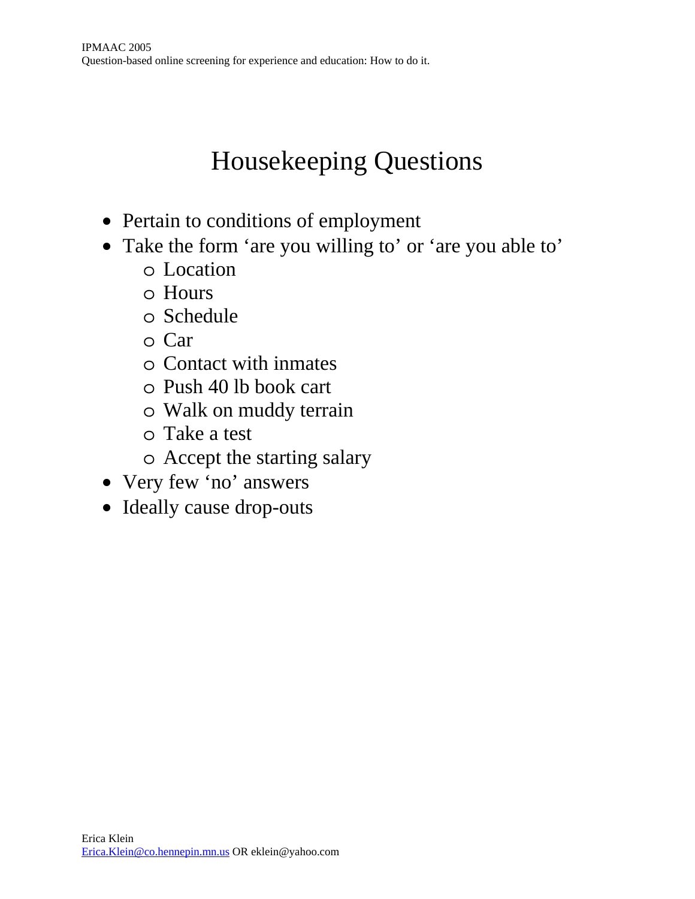# Housekeeping Questions

- Pertain to conditions of employment
- Take the form 'are you willing to' or 'are you able to'
  - Location
  - Hours
  - Schedule
  - Car
  - Contact with inmates
  - Push 40 lb book cart
  - Walk on muddy terrain
  - Take a test
  - Accept the starting salary
- Very few 'no' answers
- Ideally cause drop-outs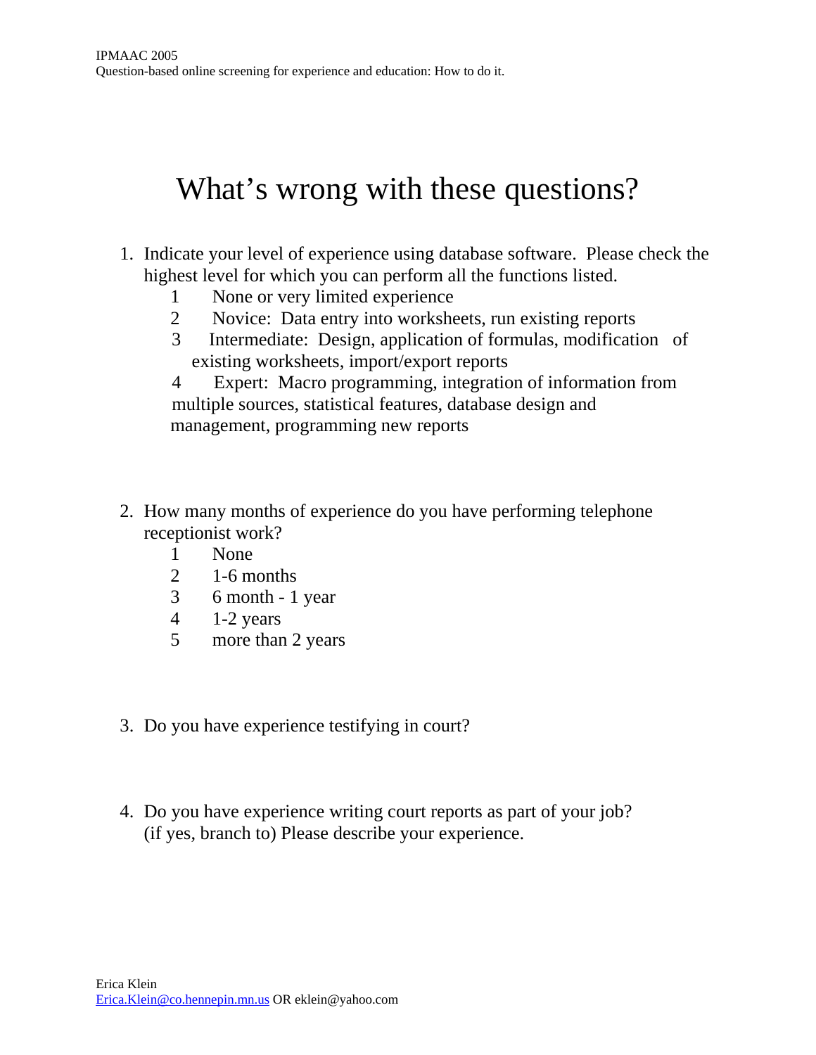# What's wrong with these questions?

1. Indicate your level of experience using database software. Please check the highest level for which you can perform all the functions listed.
   1 None or very limited experience
   2 Novice: Data entry into worksheets, run existing reports
   3 Intermediate: Design, application of formulas, modification of existing worksheets, import/export reports
   4 Expert: Macro programming, integration of information from multiple sources, statistical features, database design and management, programming new reports

2. How many months of experience do you have performing telephone receptionist work?
   1 None
   2 1-6 months
   3 6 month - 1 year
   4 1-2 years
   5 more than 2 years

3. Do you have experience testifying in court?

4. Do you have experience writing court reports as part of your job? (if yes, branch to) Please describe your experience.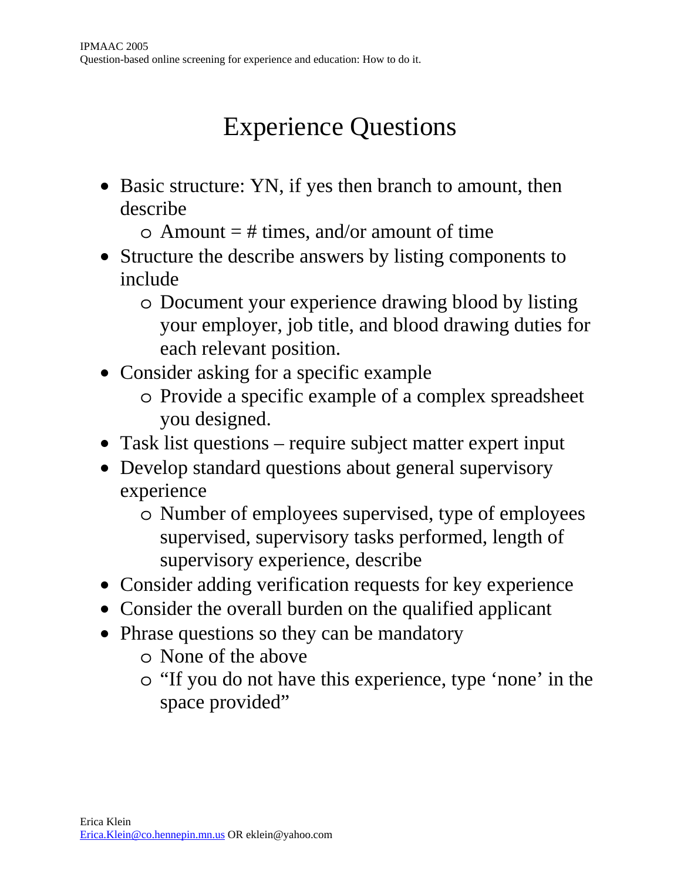# Experience Questions

- Basic structure: YN, if yes then branch to amount, then describe
  - Amount = # times, and/or amount of time
- Structure the describe answers by listing components to include
  - Document your experience drawing blood by listing your employer, job title, and blood drawing duties for each relevant position.
- Consider asking for a specific example
  - Provide a specific example of a complex spreadsheet you designed.
- Task list questions – require subject matter expert input
- Develop standard questions about general supervisory experience
  - Number of employees supervised, type of employees supervised, supervisory tasks performed, length of supervisory experience, describe
- Consider adding verification requests for key experience
- Consider the overall burden on the qualified applicant
- Phrase questions so they can be mandatory
  - None of the above
  - "If you do not have this experience, type 'none' in the space provided"